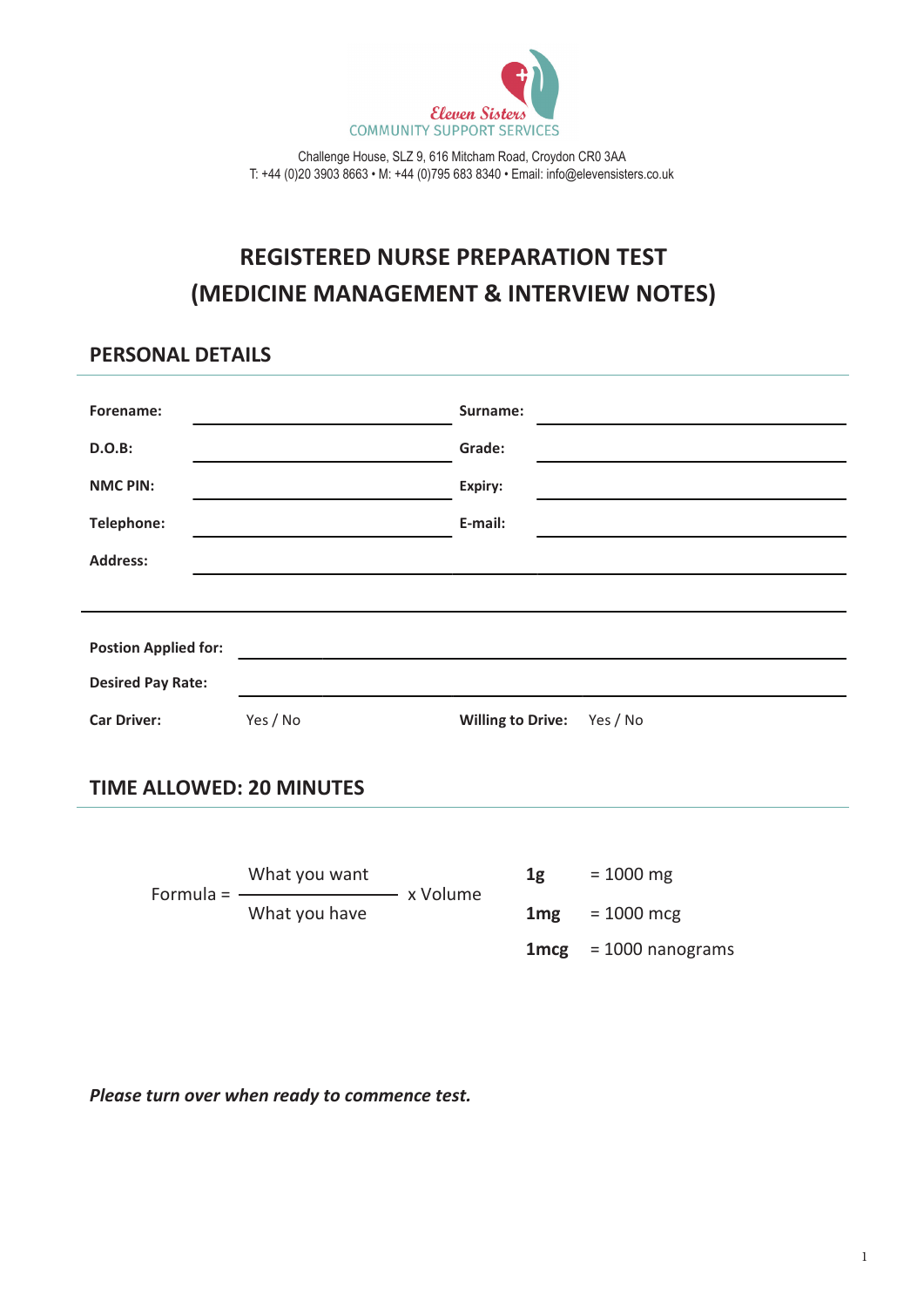Eleven Sisters
COMMUNITY SUPPORT SERVICES

Challenge House, SLZ 9, 616 Mitcham Road, Croydon CR0 3AA
T: +44 (0)20 3903 8663 • M: +44 (0)795 683 8340 • Email: info@elevensisters.co.uk

# REGISTERED NURSE PREPARATION TEST (MEDICINE MANAGEMENT & INTERVIEW NOTES)

## PERSONAL DETAILS

| | | | |
|---|---|---|---|
| **Forename:** | | **Surname:** | |
| **D.O.B:** | | **Grade:** | |
| **NMC PIN:** | | **Expiry:** | |
| **Telephone:** | | **E-mail:** | |
| **Address:** | | | |

**Postion Applied for:** ______________________

**Desired Pay Rate:** ______________________

**Car Driver:** Yes / No     **Willing to Drive:** Yes / No

## TIME ALLOWED: 20 MINUTES

$$\text{Formula} = \frac{\text{What you want}}{\text{What you have}} \times \text{Volume}$$

**1g** = 1000 mg

**1mg** = 1000 mcg

**1mcg** = 1000 nanograms

***Please turn over when ready to commence test.***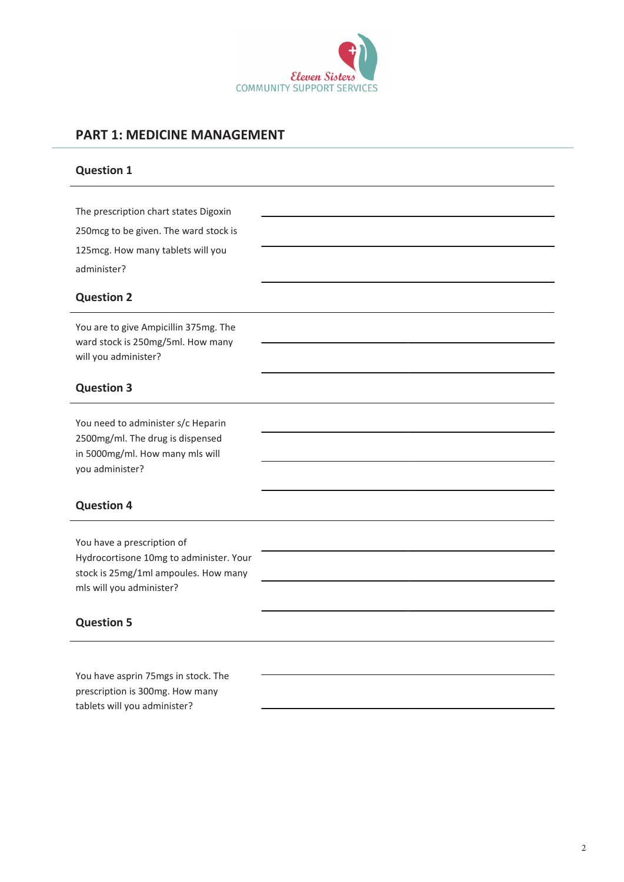Eleven Sisters
COMMUNITY SUPPORT SERVICES

## PART 1: MEDICINE MANAGEMENT

### Question 1

The prescription chart states Digoxin 250mcg to be given. The ward stock is 125mcg. How many tablets will you administer?

### Question 2

You are to give Ampicillin 375mg. The ward stock is 250mg/5ml. How many will you administer?

### Question 3

You need to administer s/c Heparin 2500mg/ml. The drug is dispensed in 5000mg/ml. How many mls will you administer?

### Question 4

You have a prescription of Hydrocortisone 10mg to administer. Your stock is 25mg/1ml ampoules. How many mls will you administer?

### Question 5

You have asprin 75mgs in stock. The prescription is 300mg. How many tablets will you administer?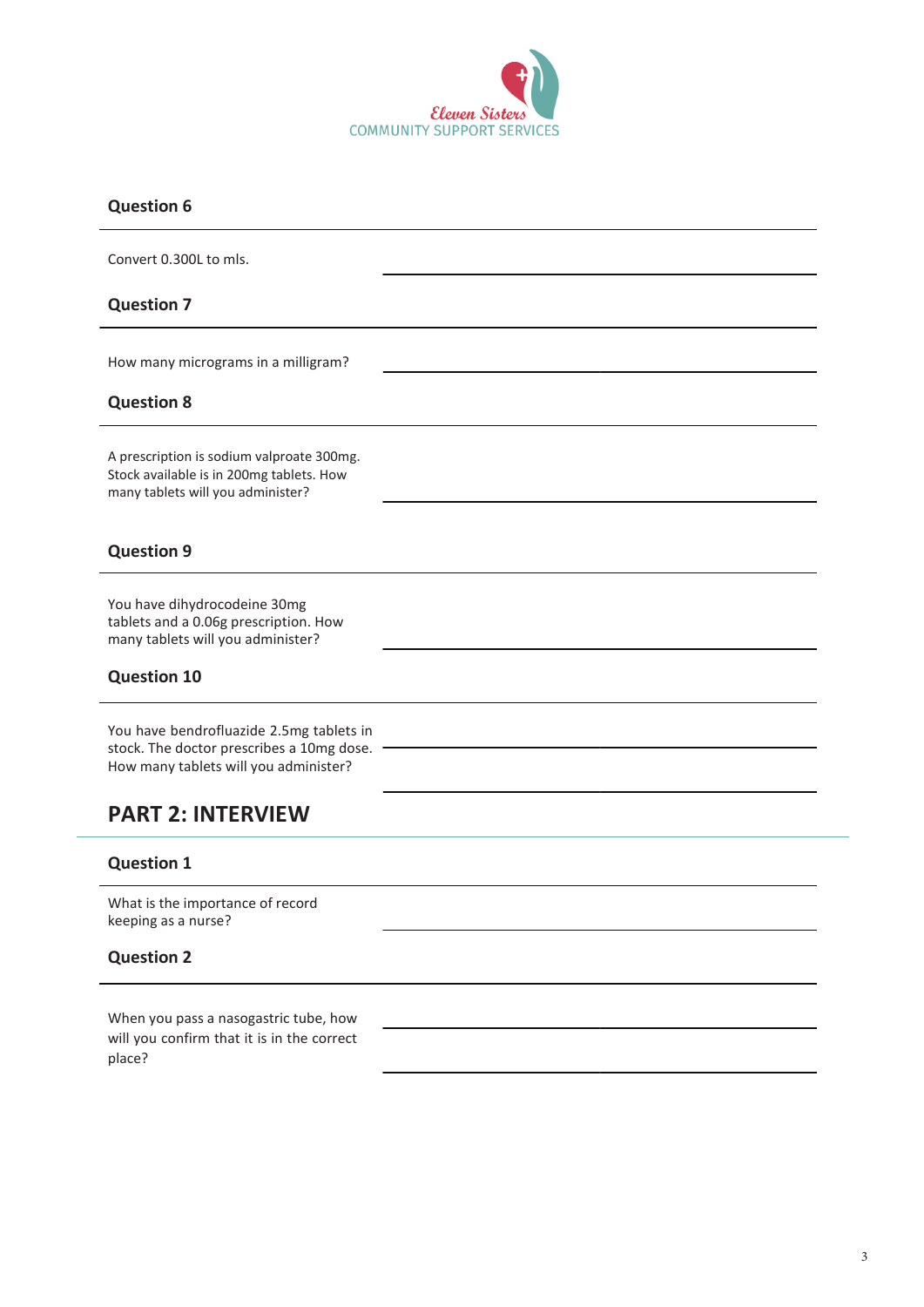Eleven Sisters
COMMUNITY SUPPORT SERVICES

### Question 6

Convert 0.300L to mls. \_\_\_\_\_\_\_\_\_\_\_\_\_\_\_\_\_\_\_\_\_\_\_\_\_\_\_\_

### Question 7

How many micrograms in a milligram? \_\_\_\_\_\_\_\_\_\_\_\_\_\_\_\_\_\_\_\_\_\_\_\_\_\_\_\_

### Question 8

A prescription is sodium valproate 300mg. Stock available is in 200mg tablets. How many tablets will you administer? \_\_\_\_\_\_\_\_\_\_\_\_\_\_\_\_\_\_\_\_\_\_\_\_\_\_\_\_

### Question 9

You have dihydrocodeine 30mg tablets and a 0.06g prescription. How many tablets will you administer? \_\_\_\_\_\_\_\_\_\_\_\_\_\_\_\_\_\_\_\_\_\_\_\_\_\_\_\_

### Question 10

You have bendrofluazide 2.5mg tablets in stock. The doctor prescribes a 10mg dose. How many tablets will you administer? \_\_\_\_\_\_\_\_\_\_\_\_\_\_\_\_\_\_\_\_\_\_\_\_\_\_\_\_

\_\_\_\_\_\_\_\_\_\_\_\_\_\_\_\_\_\_\_\_\_\_\_\_\_\_\_\_

## PART 2: INTERVIEW

### Question 1

What is the importance of record keeping as a nurse? \_\_\_\_\_\_\_\_\_\_\_\_\_\_\_\_\_\_\_\_\_\_\_\_\_\_\_\_

### Question 2

When you pass a nasogastric tube, how will you confirm that it is in the correct place? \_\_\_\_\_\_\_\_\_\_\_\_\_\_\_\_\_\_\_\_\_\_\_\_\_\_\_\_

\_\_\_\_\_\_\_\_\_\_\_\_\_\_\_\_\_\_\_\_\_\_\_\_\_\_\_\_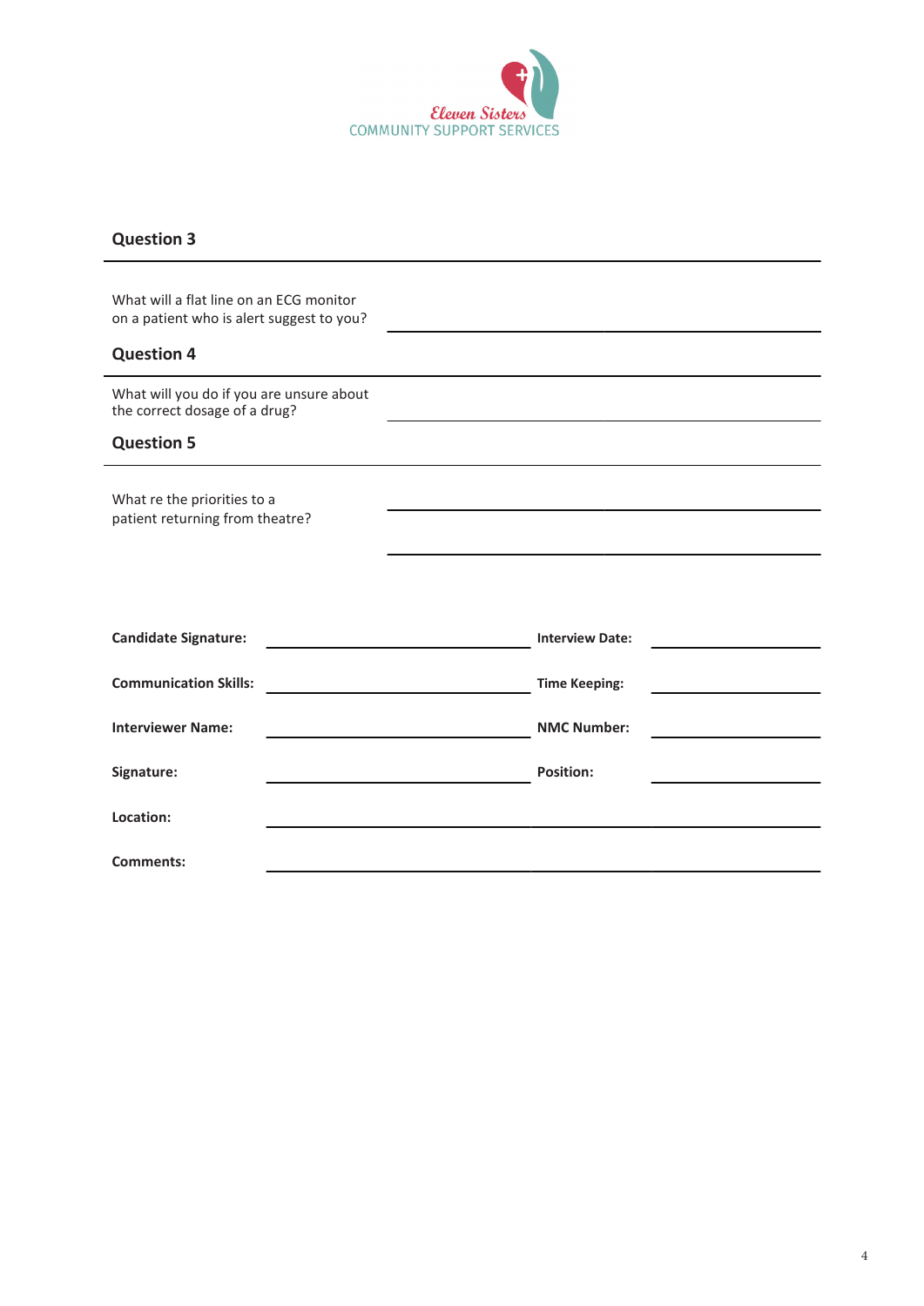Eleven Sisters
COMMUNITY SUPPORT SERVICES

## Question 3

What will a flat line on an ECG monitor on a patient who is alert suggest to you? ____________________

## Question 4

What will you do if you are unsure about the correct dosage of a drug? ____________________

## Question 5

What re the priorities to a patient returning from theatre? ____________________

____________________

| | | | |
|---|---|---|---|
| **Candidate Signature:** | ____________________ | **Interview Date:** | ____________________ |
| **Communication Skills:** | ____________________ | **Time Keeping:** | ____________________ |
| **Interviewer Name:** | ____________________ | **NMC Number:** | ____________________ |
| **Signature:** | ____________________ | **Position:** | ____________________ |

**Location:** ____________________

**Comments:** ____________________